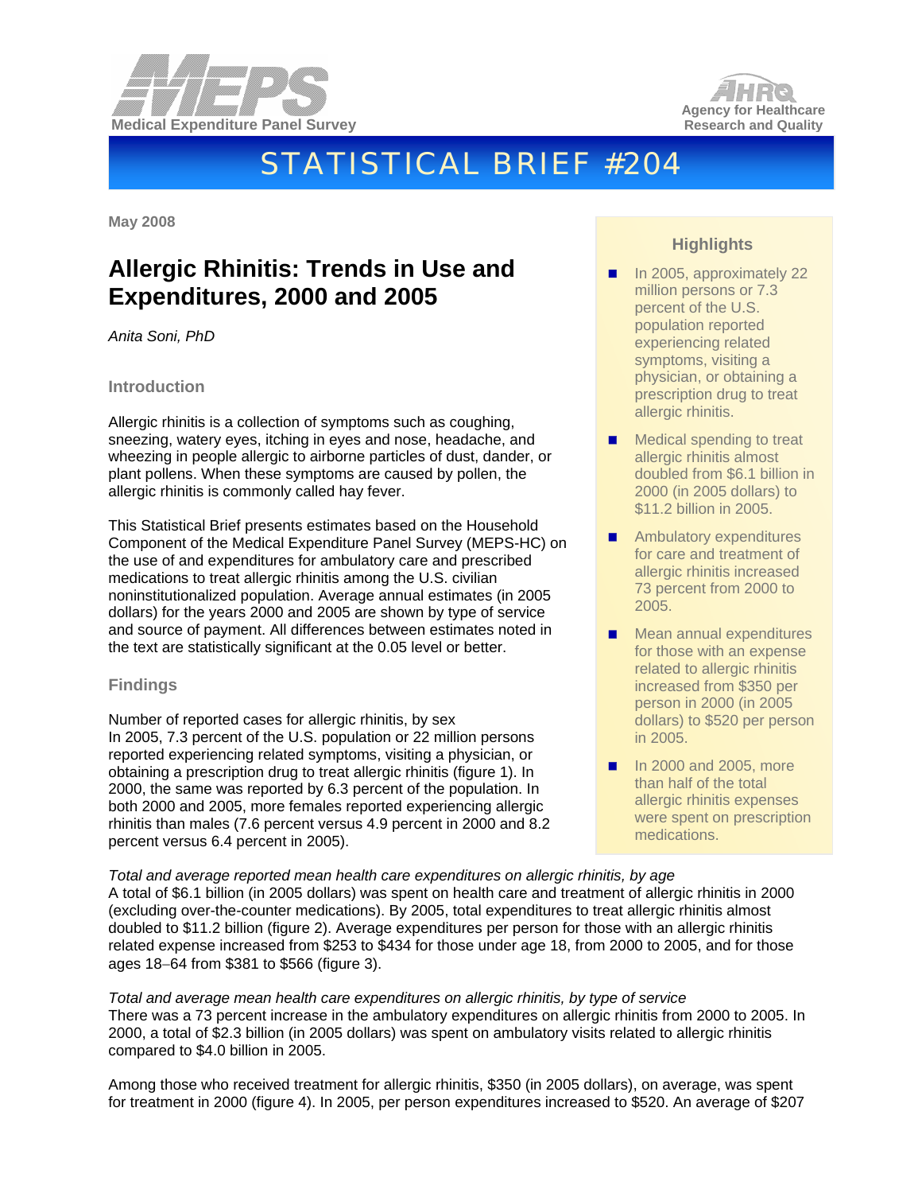Medical Expenditure Panel Survey

Agency for Healthcare Research and Quality

# STATISTICAL BRIEF #204

May 2008

## Allergic Rhinitis: Trends in Use and Expenditures, 2000 and 2005

*Anita Soni, PhD*

### Introduction

Allergic rhinitis is a collection of symptoms such as coughing, sneezing, watery eyes, itching in eyes and nose, headache, and wheezing in people allergic to airborne particles of dust, dander, or plant pollens. When these symptoms are caused by pollen, the allergic rhinitis is commonly called hay fever.

This Statistical Brief presents estimates based on the Household Component of the Medical Expenditure Panel Survey (MEPS-HC) on the use of and expenditures for ambulatory care and prescribed medications to treat allergic rhinitis among the U.S. civilian noninstitutionalized population. Average annual estimates (in 2005 dollars) for the years 2000 and 2005 are shown by type of service and source of payment. All differences between estimates noted in the text are statistically significant at the 0.05 level or better.

### Highlights

- In 2005, approximately 22 million persons or 7.3 percent of the U.S. population reported experiencing related symptoms, visiting a physician, or obtaining a prescription drug to treat allergic rhinitis.
- Medical spending to treat allergic rhinitis almost doubled from $6.1 billion in 2000 (in 2005 dollars) to $11.2 billion in 2005.
- Ambulatory expenditures for care and treatment of allergic rhinitis increased 73 percent from 2000 to 2005.
- Mean annual expenditures for those with an expense related to allergic rhinitis increased from $350 per person in 2000 (in 2005 dollars) to $520 per person in 2005.
- In 2000 and 2005, more than half of the total allergic rhinitis expenses were spent on prescription medications.

### Findings

Number of reported cases for allergic rhinitis, by sex
In 2005, 7.3 percent of the U.S. population or 22 million persons reported experiencing related symptoms, visiting a physician, or obtaining a prescription drug to treat allergic rhinitis (figure 1). In 2000, the same was reported by 6.3 percent of the population. In both 2000 and 2005, more females reported experiencing allergic rhinitis than males (7.6 percent versus 4.9 percent in 2000 and 8.2 percent versus 6.4 percent in 2005).

*Total and average reported mean health care expenditures on allergic rhinitis, by age*
A total of $6.1 billion (in 2005 dollars) was spent on health care and treatment of allergic rhinitis in 2000 (excluding over-the-counter medications). By 2005, total expenditures to treat allergic rhinitis almost doubled to $11.2 billion (figure 2). Average expenditures per person for those with an allergic rhinitis related expense increased from $253 to $434 for those under age 18, from 2000 to 2005, and for those ages 18–64 from $381 to $566 (figure 3).

*Total and average mean health care expenditures on allergic rhinitis, by type of service*
There was a 73 percent increase in the ambulatory expenditures on allergic rhinitis from 2000 to 2005. In 2000, a total of $2.3 billion (in 2005 dollars) was spent on ambulatory visits related to allergic rhinitis compared to $4.0 billion in 2005.

Among those who received treatment for allergic rhinitis, $350 (in 2005 dollars), on average, was spent for treatment in 2000 (figure 4). In 2005, per person expenditures increased to $520. An average of $207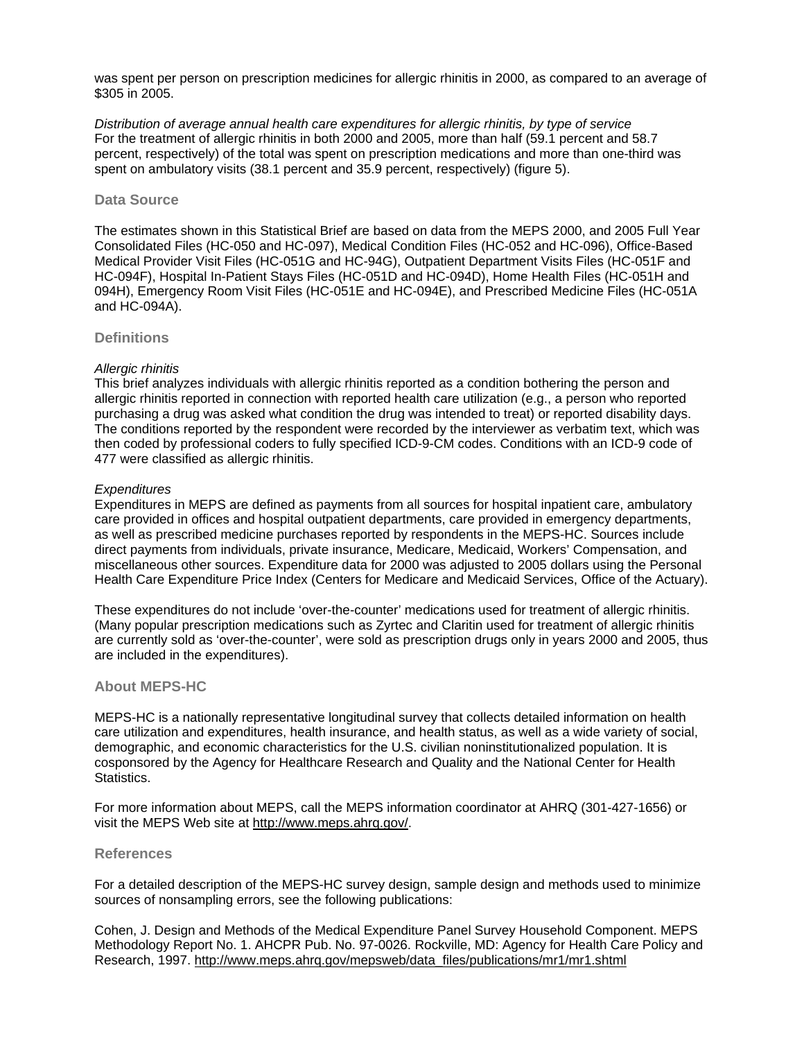was spent per person on prescription medicines for allergic rhinitis in 2000, as compared to an average of $305 in 2005.

*Distribution of average annual health care expenditures for allergic rhinitis, by type of service*
For the treatment of allergic rhinitis in both 2000 and 2005, more than half (59.1 percent and 58.7 percent, respectively) of the total was spent on prescription medications and more than one-third was spent on ambulatory visits (38.1 percent and 35.9 percent, respectively) (figure 5).

## Data Source

The estimates shown in this Statistical Brief are based on data from the MEPS 2000, and 2005 Full Year Consolidated Files (HC-050 and HC-097), Medical Condition Files (HC-052 and HC-096), Office-Based Medical Provider Visit Files (HC-051G and HC-94G), Outpatient Department Visits Files (HC-051F and HC-094F), Hospital In-Patient Stays Files (HC-051D and HC-094D), Home Health Files (HC-051H and 094H), Emergency Room Visit Files (HC-051E and HC-094E), and Prescribed Medicine Files (HC-051A and HC-094A).

## Definitions

*Allergic rhinitis*
This brief analyzes individuals with allergic rhinitis reported as a condition bothering the person and allergic rhinitis reported in connection with reported health care utilization (e.g., a person who reported purchasing a drug was asked what condition the drug was intended to treat) or reported disability days. The conditions reported by the respondent were recorded by the interviewer as verbatim text, which was then coded by professional coders to fully specified ICD-9-CM codes. Conditions with an ICD-9 code of 477 were classified as allergic rhinitis.

*Expenditures*
Expenditures in MEPS are defined as payments from all sources for hospital inpatient care, ambulatory care provided in offices and hospital outpatient departments, care provided in emergency departments, as well as prescribed medicine purchases reported by respondents in the MEPS-HC. Sources include direct payments from individuals, private insurance, Medicare, Medicaid, Workers' Compensation, and miscellaneous other sources. Expenditure data for 2000 was adjusted to 2005 dollars using the Personal Health Care Expenditure Price Index (Centers for Medicare and Medicaid Services, Office of the Actuary).

These expenditures do not include 'over-the-counter' medications used for treatment of allergic rhinitis. (Many popular prescription medications such as Zyrtec and Claritin used for treatment of allergic rhinitis are currently sold as 'over-the-counter', were sold as prescription drugs only in years 2000 and 2005, thus are included in the expenditures).

## About MEPS-HC

MEPS-HC is a nationally representative longitudinal survey that collects detailed information on health care utilization and expenditures, health insurance, and health status, as well as a wide variety of social, demographic, and economic characteristics for the U.S. civilian noninstitutionalized population. It is cosponsored by the Agency for Healthcare Research and Quality and the National Center for Health Statistics.

For more information about MEPS, call the MEPS information coordinator at AHRQ (301-427-1656) or visit the MEPS Web site at http://www.meps.ahrq.gov/.

## References

For a detailed description of the MEPS-HC survey design, sample design and methods used to minimize sources of nonsampling errors, see the following publications:

Cohen, J. Design and Methods of the Medical Expenditure Panel Survey Household Component. MEPS Methodology Report No. 1. AHCPR Pub. No. 97-0026. Rockville, MD: Agency for Health Care Policy and Research, 1997. http://www.meps.ahrq.gov/mepsweb/data_files/publications/mr1/mr1.shtml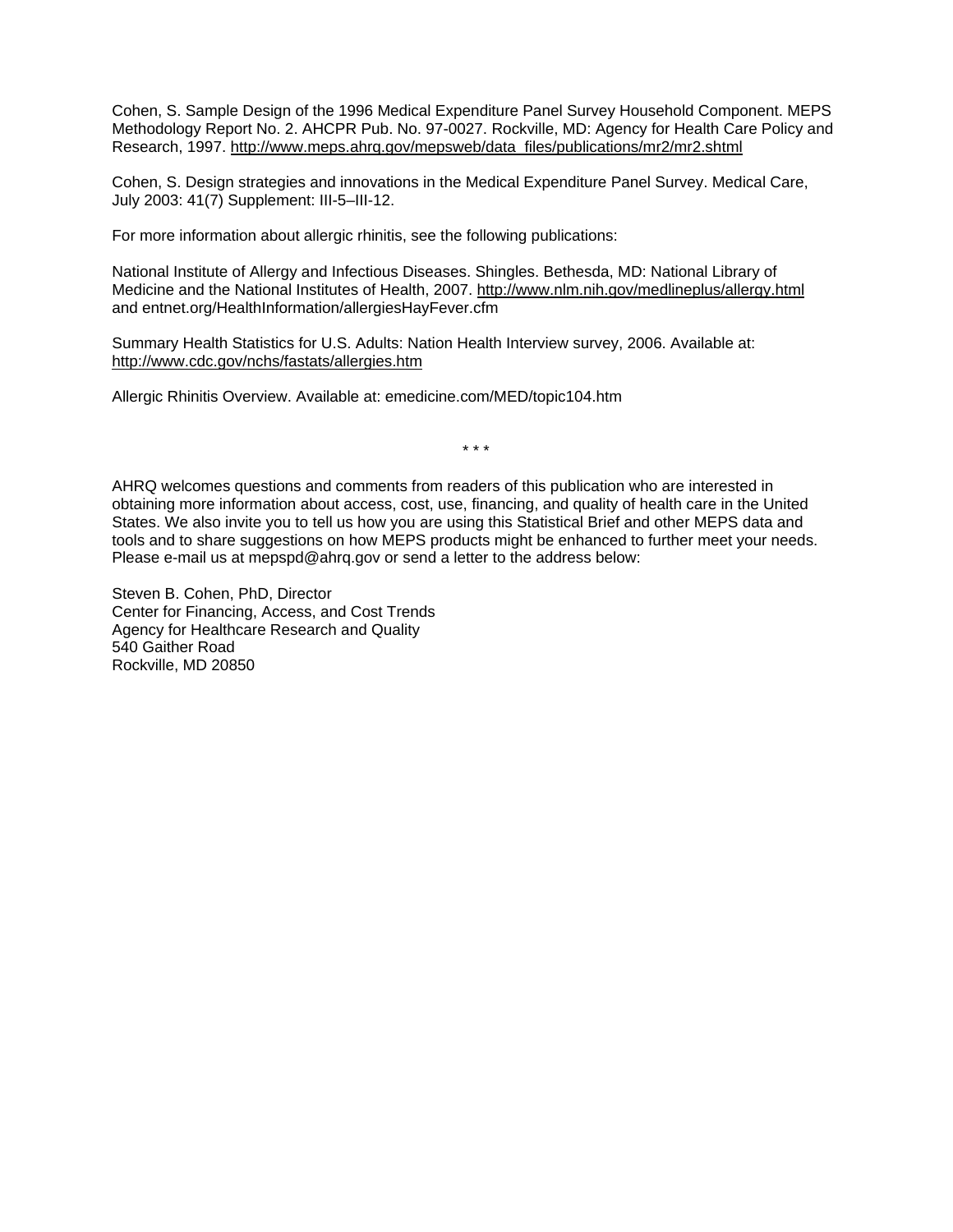Cohen, S. Sample Design of the 1996 Medical Expenditure Panel Survey Household Component. MEPS Methodology Report No. 2. AHCPR Pub. No. 97-0027. Rockville, MD: Agency for Health Care Policy and Research, 1997. http://www.meps.ahrq.gov/mepsweb/data_files/publications/mr2/mr2.shtml

Cohen, S. Design strategies and innovations in the Medical Expenditure Panel Survey. Medical Care, July 2003: 41(7) Supplement: III-5–III-12.

For more information about allergic rhinitis, see the following publications:

National Institute of Allergy and Infectious Diseases. Shingles. Bethesda, MD: National Library of Medicine and the National Institutes of Health, 2007. http://www.nlm.nih.gov/medlineplus/allergy.html and entnet.org/HealthInformation/allergiesHayFever.cfm

Summary Health Statistics for U.S. Adults: Nation Health Interview survey, 2006. Available at: http://www.cdc.gov/nchs/fastats/allergies.htm

Allergic Rhinitis Overview. Available at: emedicine.com/MED/topic104.htm

\* \* \*

AHRQ welcomes questions and comments from readers of this publication who are interested in obtaining more information about access, cost, use, financing, and quality of health care in the United States. We also invite you to tell us how you are using this Statistical Brief and other MEPS data and tools and to share suggestions on how MEPS products might be enhanced to further meet your needs. Please e-mail us at mepspd@ahrq.gov or send a letter to the address below:

Steven B. Cohen, PhD, Director
Center for Financing, Access, and Cost Trends
Agency for Healthcare Research and Quality
540 Gaither Road
Rockville, MD 20850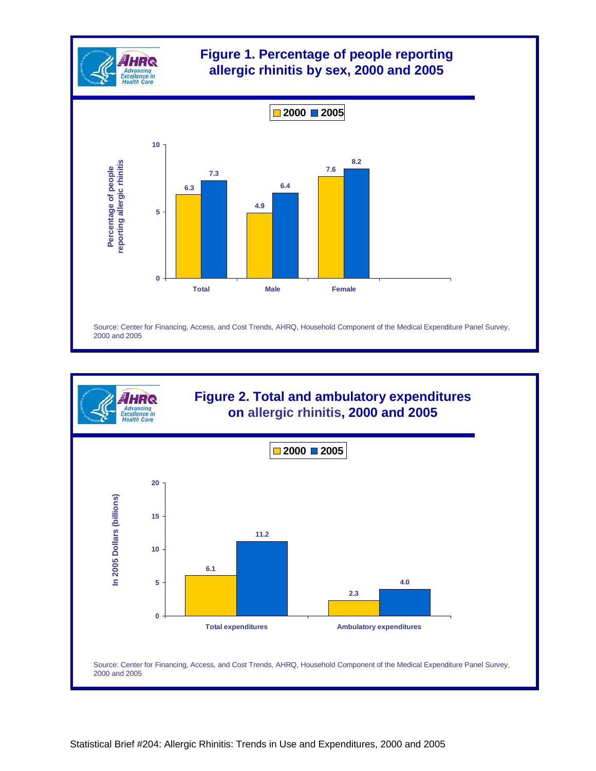## Figure 1. Percentage of people reporting allergic rhinitis by sex, 2000 and 2005

| | 2000 | 2005 |
|---|---|---|
| Total | 6.3 | 7.3 |
| Male | 4.9 | 6.4 |
| Female | 7.6 | 8.2 |

Percentage of people reporting allergic rhinitis

Source: Center for Financing, Access, and Cost Trends, AHRQ, Household Component of the Medical Expenditure Panel Survey, 2000 and 2005

## Figure 2. Total and ambulatory expenditures on allergic rhinitis, 2000 and 2005

| In 2005 Dollars (billions) | 2000 | 2005 |
|---|---|---|
| Total expenditures | 6.1 | 11.2 |
| Ambulatory expenditures | 2.3 | 4.0 |

Source: Center for Financing, Access, and Cost Trends, AHRQ, Household Component of the Medical Expenditure Panel Survey, 2000 and 2005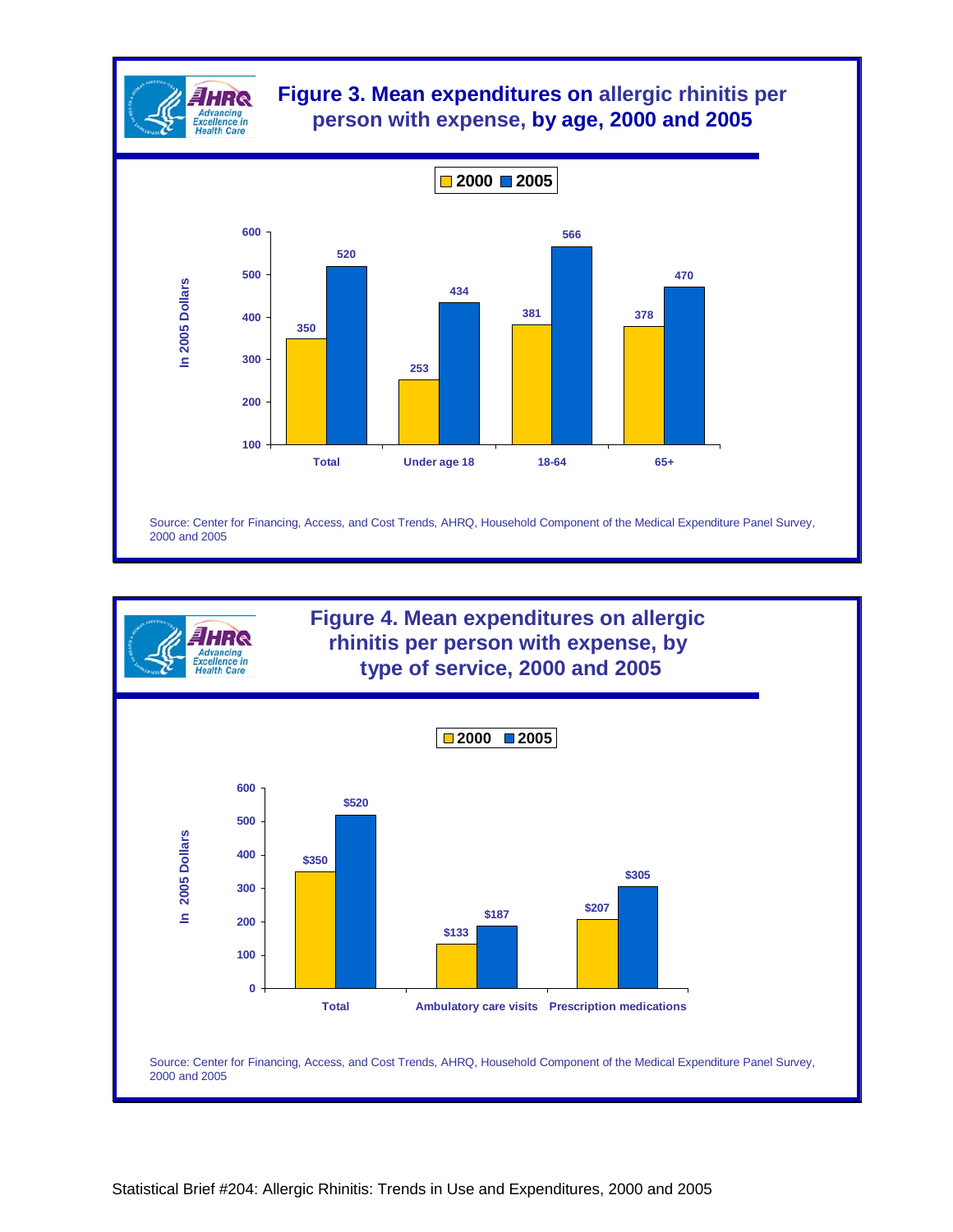## Figure 3. Mean expenditures on allergic rhinitis per person with expense, by age, 2000 and 2005

In 2005 Dollars

| | 2000 | 2005 |
|---|---|---|
| Total | 350 | 520 |
| Under age 18 | 253 | 434 |
| 18-64 | 381 | 566 |
| 65+ | 378 | 470 |

Source: Center for Financing, Access, and Cost Trends, AHRQ, Household Component of the Medical Expenditure Panel Survey, 2000 and 2005

## Figure 4. Mean expenditures on allergic rhinitis per person with expense, by type of service, 2000 and 2005

In 2005 Dollars

| | 2000 | 2005 |
|---|---|---|
| Total | $350 | $520 |
| Ambulatory care visits | $133 | $187 |
| Prescription medications | $207 | $305 |

Source: Center for Financing, Access, and Cost Trends, AHRQ, Household Component of the Medical Expenditure Panel Survey, 2000 and 2005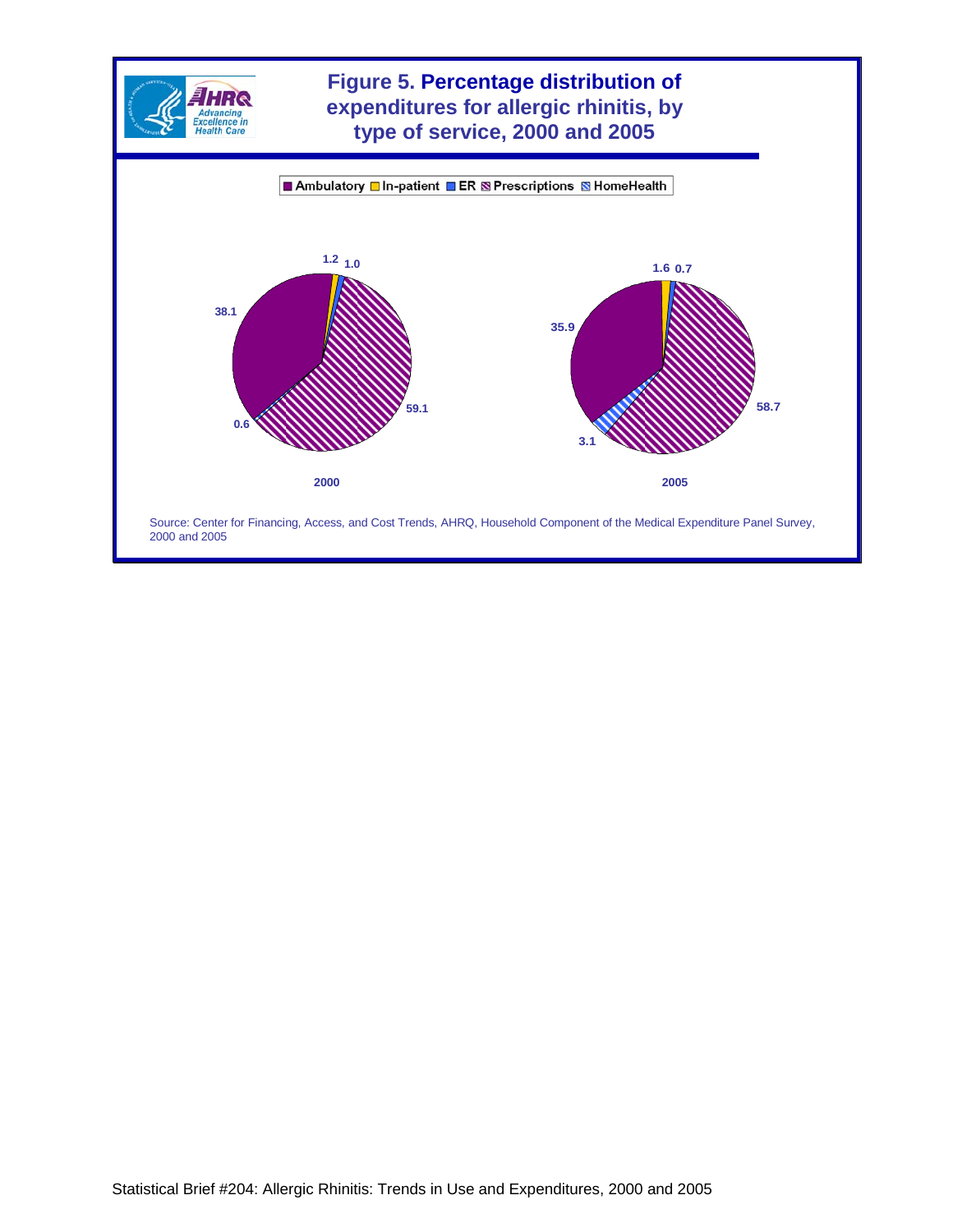# Figure 5. Percentage distribution of expenditures for allergic rhinitis, by type of service, 2000 and 2005

Ambulatory  In-patient  ER  Prescriptions  HomeHealth

1.2
1.0
38.1
59.1
0.6

2000

1.6
0.7
35.9
58.7
3.1

2005

Source: Center for Financing, Access, and Cost Trends, AHRQ, Household Component of the Medical Expenditure Panel Survey, 2000 and 2005